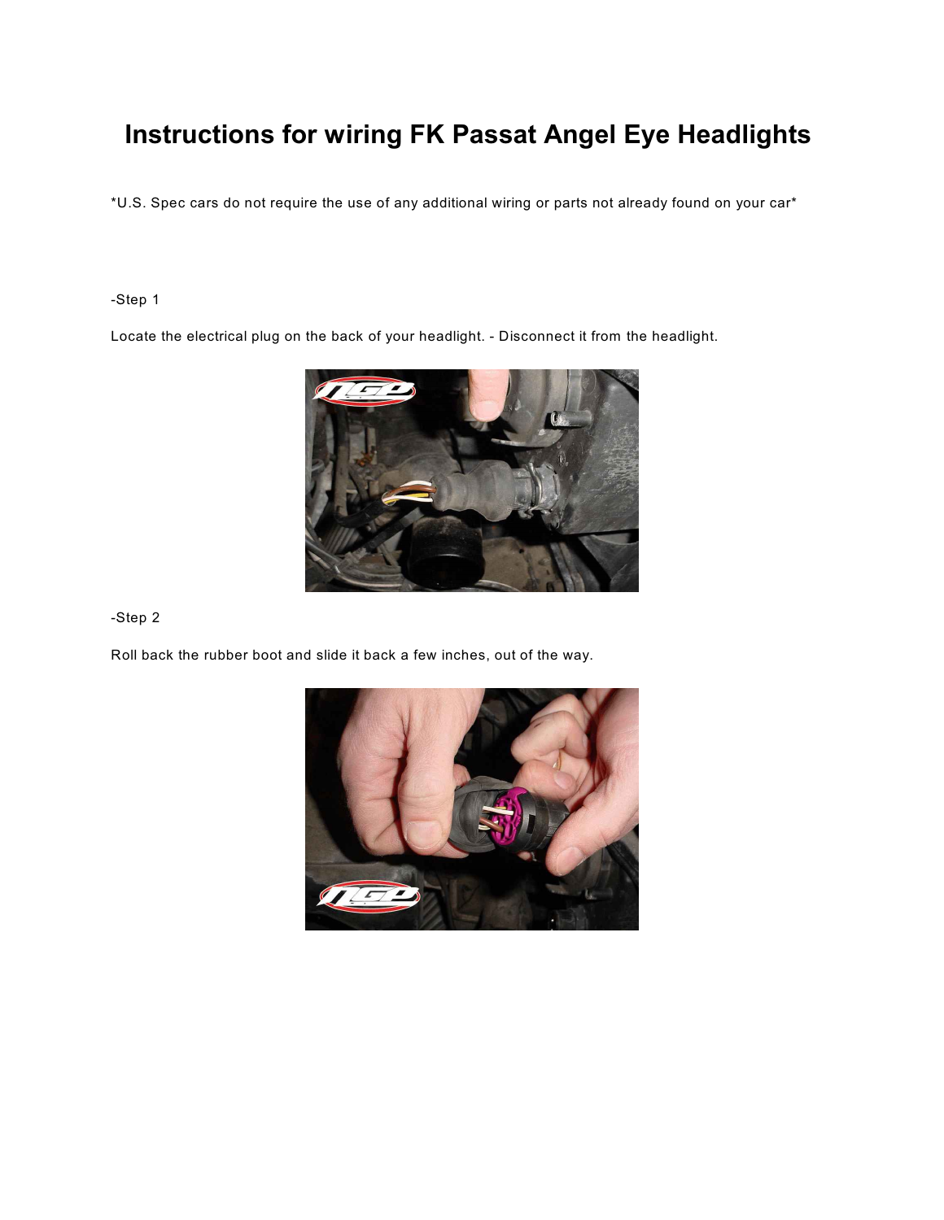# Instructions for wiring FK Passat Angel Eye Headlights

*U.S. Spec cars do not require the use of any additional wiring or parts not already found on your car*

-Step 1

Locate the electrical plug on the back of your headlight. - Disconnect it from the headlight.

-Step 2

Roll back the rubber boot and slide it back a few inches, out of the way.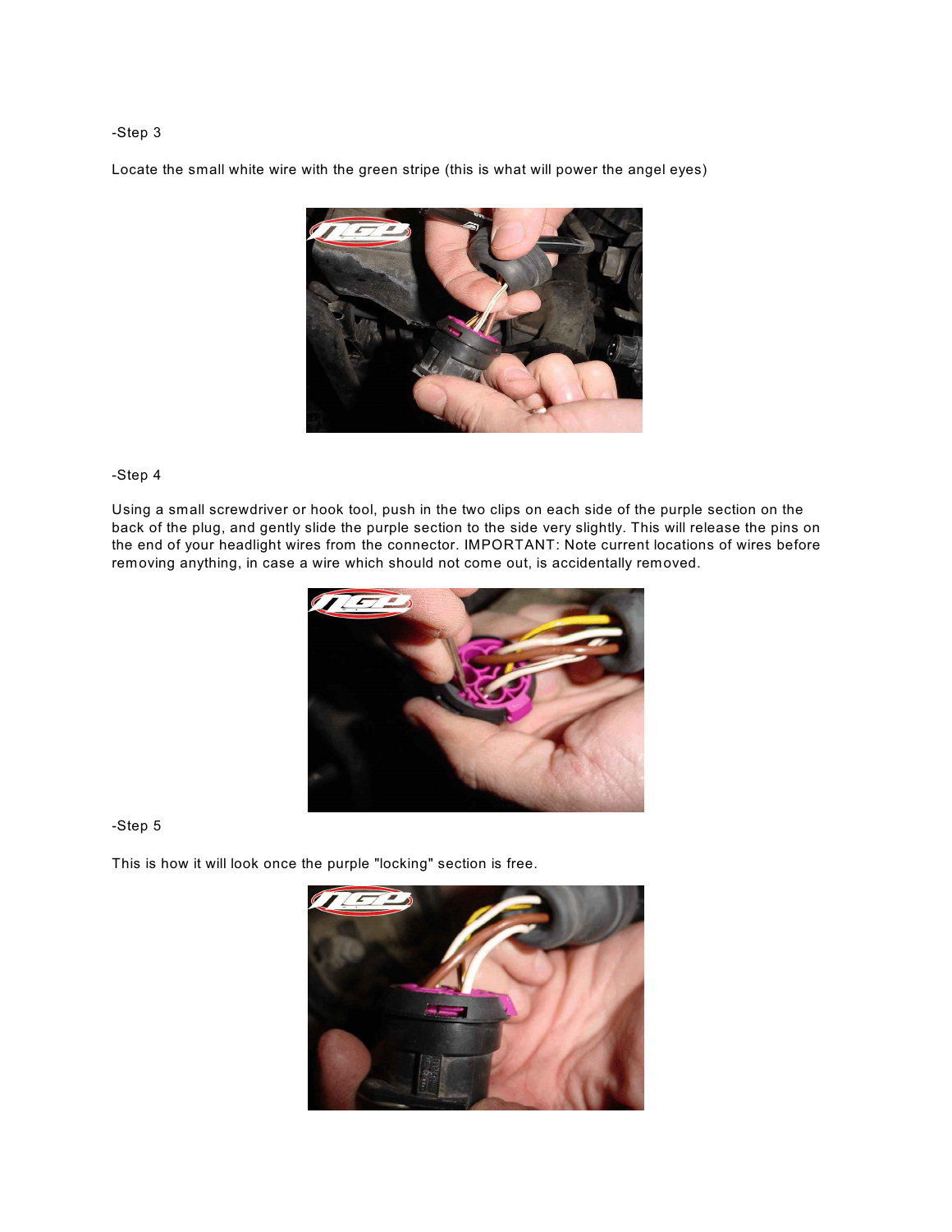-Step 3

Locate the small white wire with the green stripe (this is what will power the angel eyes)

-Step 4

Using a small screwdriver or hook tool, push in the two clips on each side of the purple section on the back of the plug, and gently slide the purple section to the side very slightly. This will release the pins on the end of your headlight wires from the connector. IMPORTANT: Note current locations of wires before removing anything, in case a wire which should not come out, is accidentally removed.

-Step 5

This is how it will look once the purple "locking" section is free.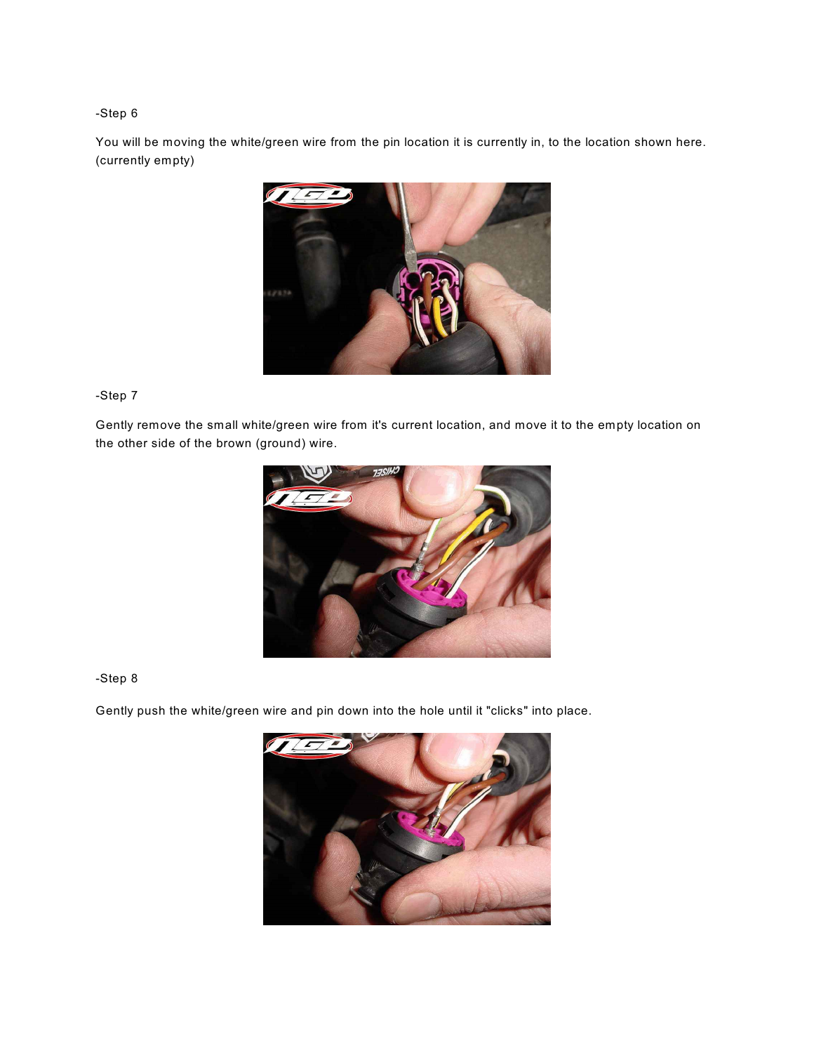-Step 6

You will be moving the white/green wire from the pin location it is currently in, to the location shown here. (currently empty)

-Step 7

Gently remove the small white/green wire from it's current location, and move it to the empty location on the other side of the brown (ground) wire.

-Step 8

Gently push the white/green wire and pin down into the hole until it "clicks" into place.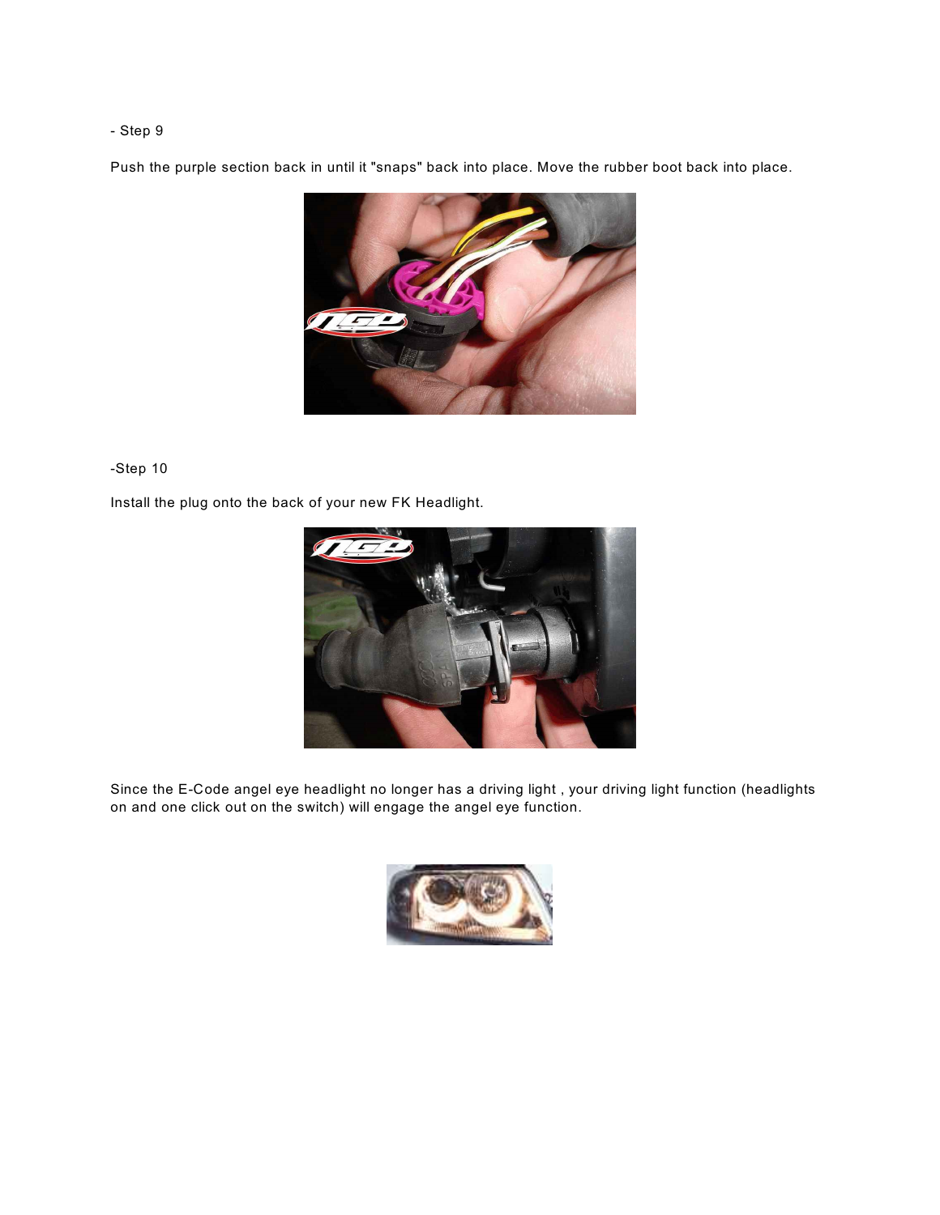- Step 9

Push the purple section back in until it "snaps" back into place. Move the rubber boot back into place.

-Step 10

Install the plug onto the back of your new FK Headlight.

Since the E-Code angel eye headlight no longer has a driving light , your driving light function (headlights on and one click out on the switch) will engage the angel eye function.